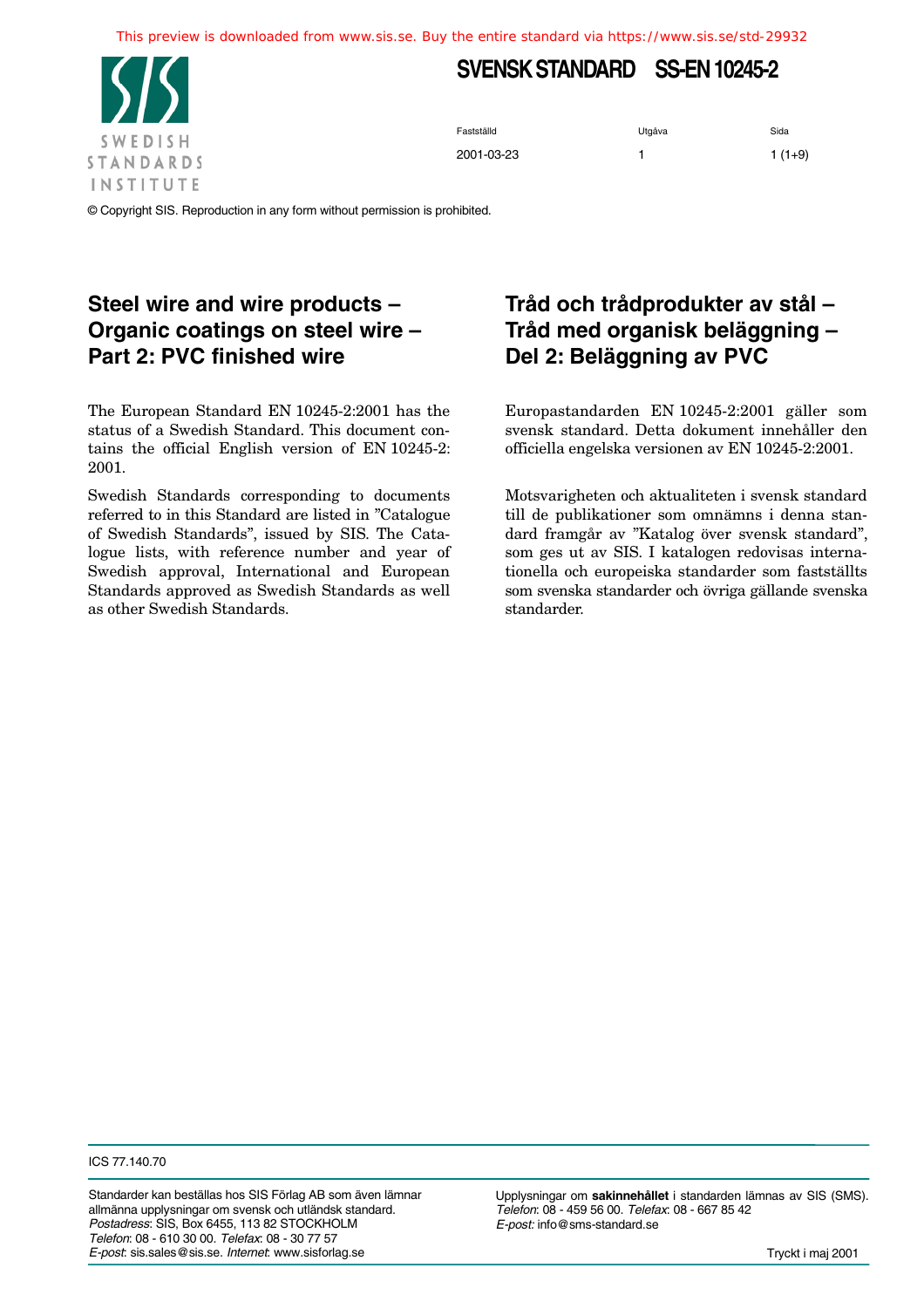This preview is downloaded from www.sis.se. Buy the entire standard via https://www.sis.se/std-29932

SWEDISH STANDARDS INSTITUTE

# SVENSK STANDARD SS-EN 10245-2

| Fastställd | Utgåva | Sida |
|---|---|---|
| 2001-03-23 | 1 | 1 (1+9) |

© Copyright SIS. Reproduction in any form without permission is prohibited.

## Steel wire and wire products – Organic coatings on steel wire – Part 2: PVC finished wire

The European Standard EN 10245-2:2001 has the status of a Swedish Standard. This document contains the official English version of EN 10245-2:2001.

Swedish Standards corresponding to documents referred to in this Standard are listed in "Catalogue of Swedish Standards", issued by SIS. The Catalogue lists, with reference number and year of Swedish approval, International and European Standards approved as Swedish Standards as well as other Swedish Standards.

## Tråd och trådprodukter av stål – Tråd med organisk beläggning – Del 2: Beläggning av PVC

Europastandarden EN 10245-2:2001 gäller som svensk standard. Detta dokument innehåller den officiella engelska versionen av EN 10245-2:2001.

Motsvarigheten och aktualiteten i svensk standard till de publikationer som omnämns i denna standard framgår av "Katalog över svensk standard", som ges ut av SIS. I katalogen redovisas internationella och europeiska standarder som fastställts som svenska standarder och övriga gällande svenska standarder.

ICS 77.140.70

Standarder kan beställas hos SIS Förlag AB som även lämnar allmänna upplysningar om svensk och utländsk standard.
*Postadress*: SIS, Box 6455, 113 82 STOCKHOLM
*Telefon*: 08 - 610 30 00. *Telefax*: 08 - 30 77 57
*E-post*: sis.sales@sis.se. *Internet*: www.sisforlag.se

Upplysningar om **sakinnehållet** i standarden lämnas av SIS (SMS).
*Telefon*: 08 - 459 56 00. *Telefax*: 08 - 667 85 42
*E-post:* info@sms-standard.se

Tryckt i maj 2001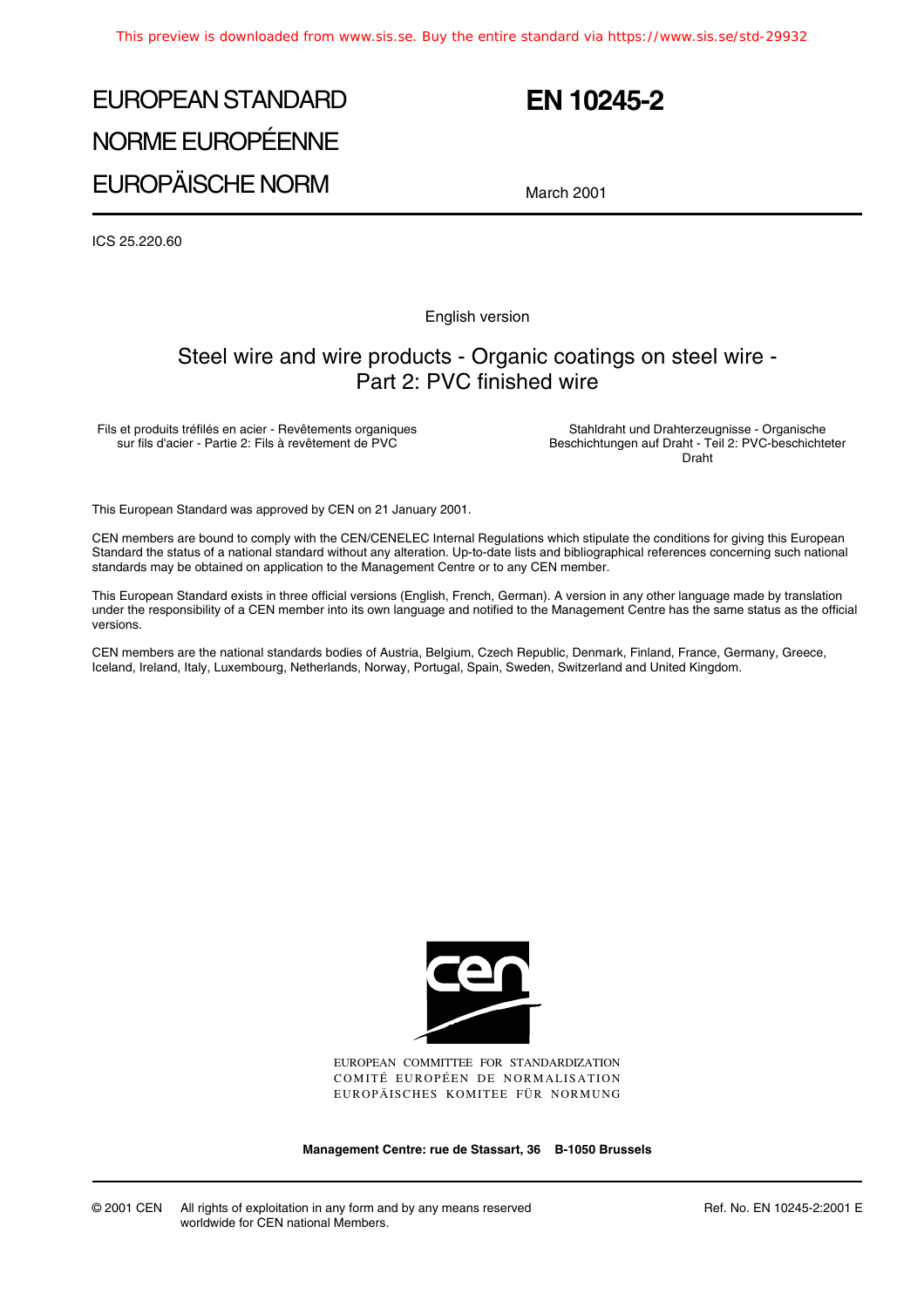# EUROPEAN STANDARD
# NORME EUROPÉENNE
# EUROPÄISCHE NORM

# EN 10245-2

March 2001

ICS 25.220.60

English version

## Steel wire and wire products - Organic coatings on steel wire - Part 2: PVC finished wire

Fils et produits tréfilés en acier - Revêtements organiques sur fils d'acier - Partie 2: Fils à revêtement de PVC

Stahldraht und Drahterzeugnisse - Organische Beschichtungen auf Draht - Teil 2: PVC-beschichteter Draht

This European Standard was approved by CEN on 21 January 2001.

CEN members are bound to comply with the CEN/CENELEC Internal Regulations which stipulate the conditions for giving this European Standard the status of a national standard without any alteration. Up-to-date lists and bibliographical references concerning such national standards may be obtained on application to the Management Centre or to any CEN member.

This European Standard exists in three official versions (English, French, German). A version in any other language made by translation under the responsibility of a CEN member into its own language and notified to the Management Centre has the same status as the official versions.

CEN members are the national standards bodies of Austria, Belgium, Czech Republic, Denmark, Finland, France, Germany, Greece, Iceland, Ireland, Italy, Luxembourg, Netherlands, Norway, Portugal, Spain, Sweden, Switzerland and United Kingdom.

EUROPEAN COMMITTEE FOR STANDARDIZATION
COMITÉ EUROPÉEN DE NORMALISATION
EUROPÄISCHES KOMITEE FÜR NORMUNG

**Management Centre: rue de Stassart, 36 B-1050 Brussels**

© 2001 CEN All rights of exploitation in any form and by any means reserved worldwide for CEN national Members.

Ref. No. EN 10245-2:2001 E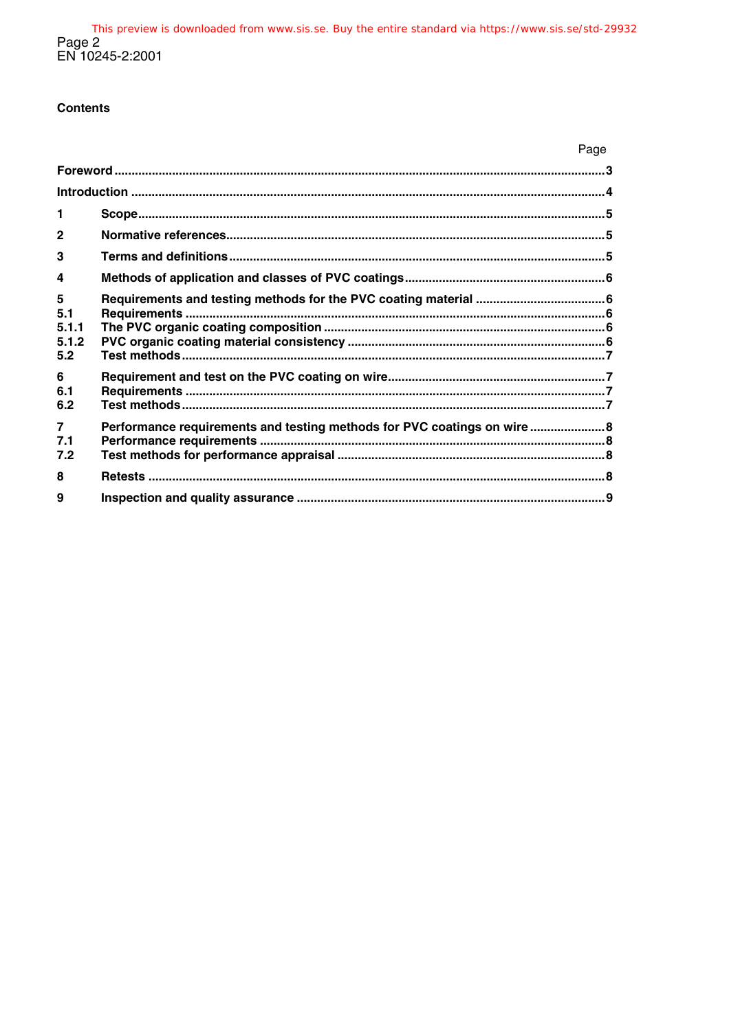**Contents**

| | | Page |
|---|---|---|
| **Foreword** | | **3** |
| **Introduction** | | **4** |
| **1** | **Scope** | **5** |
| **2** | **Normative references** | **5** |
| **3** | **Terms and definitions** | **5** |
| **4** | **Methods of application and classes of PVC coatings** | **6** |
| **5** | **Requirements and testing methods for the PVC coating material** | **6** |
| **5.1** | **Requirements** | **6** |
| **5.1.1** | **The PVC organic coating composition** | **6** |
| **5.1.2** | **PVC organic coating material consistency** | **6** |
| **5.2** | **Test methods** | **7** |
| **6** | **Requirement and test on the PVC coating on wire** | **7** |
| **6.1** | **Requirements** | **7** |
| **6.2** | **Test methods** | **7** |
| **7** | **Performance requirements and testing methods for PVC coatings on wire** | **8** |
| **7.1** | **Performance requirements** | **8** |
| **7.2** | **Test methods for performance appraisal** | **8** |
| **8** | **Retests** | **8** |
| **9** | **Inspection and quality assurance** | **9** |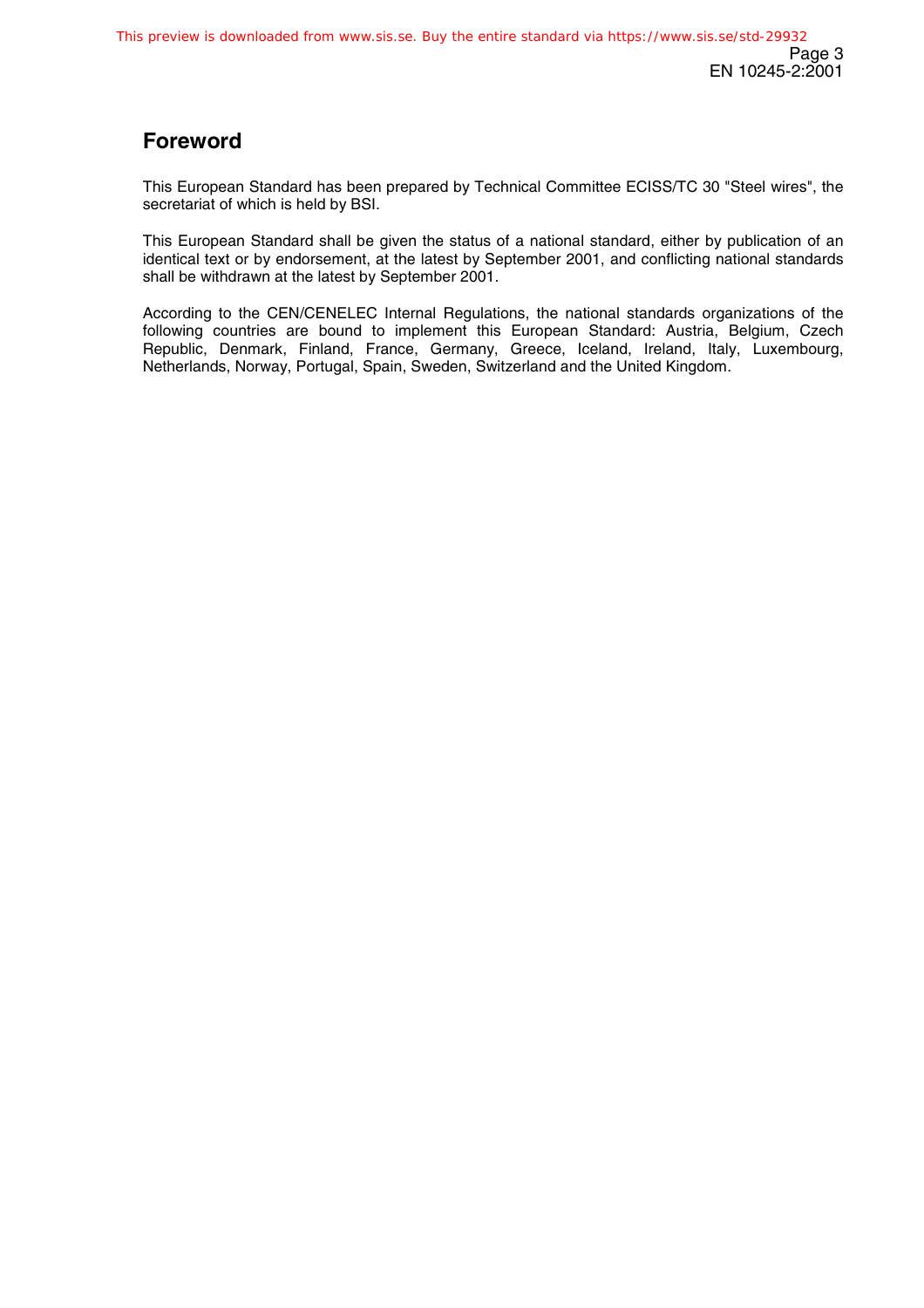## Foreword

This European Standard has been prepared by Technical Committee ECISS/TC 30 "Steel wires", the secretariat of which is held by BSI.

This European Standard shall be given the status of a national standard, either by publication of an identical text or by endorsement, at the latest by September 2001, and conflicting national standards shall be withdrawn at the latest by September 2001.

According to the CEN/CENELEC Internal Regulations, the national standards organizations of the following countries are bound to implement this European Standard: Austria, Belgium, Czech Republic, Denmark, Finland, France, Germany, Greece, Iceland, Ireland, Italy, Luxembourg, Netherlands, Norway, Portugal, Spain, Sweden, Switzerland and the United Kingdom.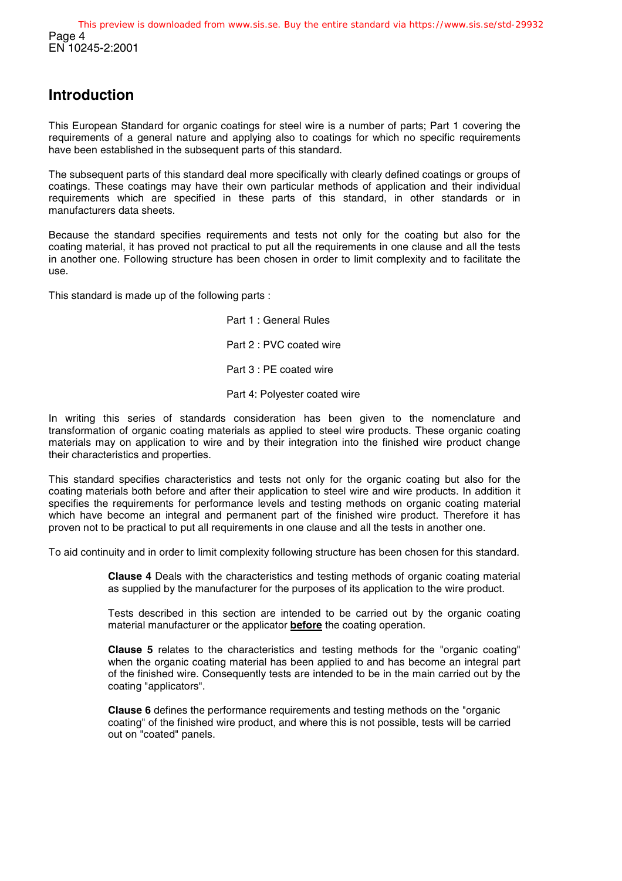## Introduction

This European Standard for organic coatings for steel wire is a number of parts; Part 1 covering the requirements of a general nature and applying also to coatings for which no specific requirements have been established in the subsequent parts of this standard.

The subsequent parts of this standard deal more specifically with clearly defined coatings or groups of coatings. These coatings may have their own particular methods of application and their individual requirements which are specified in these parts of this standard, in other standards or in manufacturers data sheets.

Because the standard specifies requirements and tests not only for the coating but also for the coating material, it has proved not practical to put all the requirements in one clause and all the tests in another one. Following structure has been chosen in order to limit complexity and to facilitate the use.

This standard is made up of the following parts :

Part 1 : General Rules

Part 2 : PVC coated wire

Part 3 : PE coated wire

Part 4: Polyester coated wire

In writing this series of standards consideration has been given to the nomenclature and transformation of organic coating materials as applied to steel wire products. These organic coating materials may on application to wire and by their integration into the finished wire product change their characteristics and properties.

This standard specifies characteristics and tests not only for the organic coating but also for the coating materials both before and after their application to steel wire and wire products. In addition it specifies the requirements for performance levels and testing methods on organic coating material which have become an integral and permanent part of the finished wire product. Therefore it has proven not to be practical to put all requirements in one clause and all the tests in another one.

To aid continuity and in order to limit complexity following structure has been chosen for this standard.

**Clause 4** Deals with the characteristics and testing methods of organic coating material as supplied by the manufacturer for the purposes of its application to the wire product.

Tests described in this section are intended to be carried out by the organic coating material manufacturer or the applicator **before** the coating operation.

**Clause 5** relates to the characteristics and testing methods for the "organic coating" when the organic coating material has been applied to and has become an integral part of the finished wire. Consequently tests are intended to be in the main carried out by the coating "applicators".

**Clause 6** defines the performance requirements and testing methods on the "organic coating" of the finished wire product, and where this is not possible, tests will be carried out on "coated" panels.